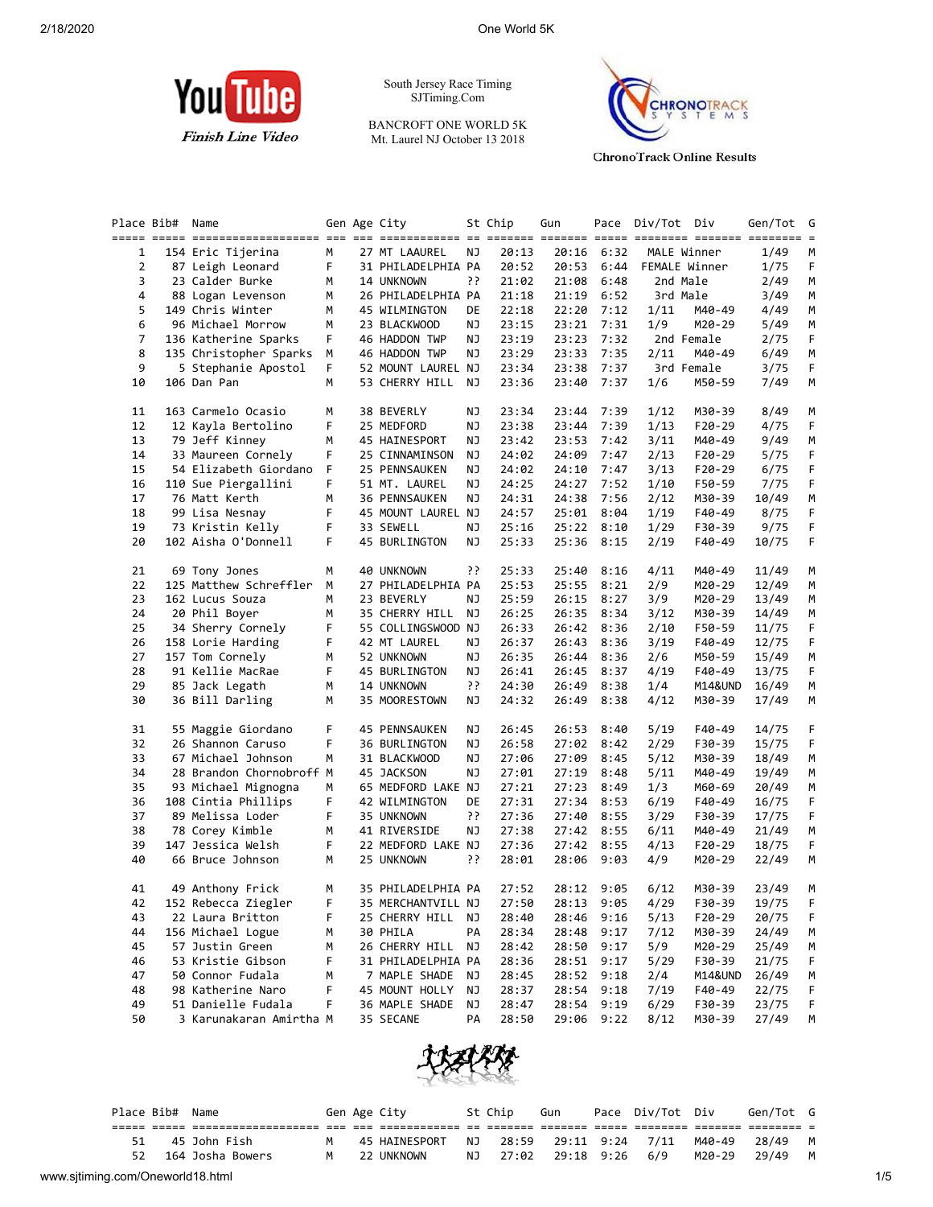South Jersey Race Timing
SJTiming.Com

BANCROFT ONE WORLD 5K
Mt. Laurel NJ October 13 2018

YouTube Finish Line Video

ChronoTrack Online Results

| Place | Bib# | Name | Gen | Age | City | St | Chip | Gun | Pace | Div/Tot | Div | Gen/Tot | G |
|---|---|---|---|---|---|---|---|---|---|---|---|---|---|
| 1 | 154 | Eric Tijerina | M | 27 | MT LAAUREL | NJ | 20:13 | 20:16 | 6:32 | MALE Winner | | 1/49 | M |
| 2 | 87 | Leigh Leonard | F | 31 | PHILADELPHIA | PA | 20:52 | 20:53 | 6:44 | FEMALE Winner | | 1/75 | F |
| 3 | 23 | Calder Burke | M | 14 | UNKNOWN | ?? | 21:02 | 21:08 | 6:48 | 2nd Male | | 2/49 | M |
| 4 | 88 | Logan Levenson | M | 26 | PHILADELPHIA | PA | 21:18 | 21:19 | 6:52 | 3rd Male | | 3/49 | M |
| 5 | 149 | Chris Winter | M | 45 | WILMINGTON | DE | 22:18 | 22:20 | 7:12 | 1/11 | M40-49 | 4/49 | M |
| 6 | 96 | Michael Morrow | M | 23 | BLACKWOOD | NJ | 23:15 | 23:21 | 7:31 | 1/9 | M20-29 | 5/49 | M |
| 7 | 136 | Katherine Sparks | F | 46 | HADDON TWP | NJ | 23:19 | 23:23 | 7:32 | 2nd Female | | 2/75 | F |
| 8 | 135 | Christopher Sparks | M | 46 | HADDON TWP | NJ | 23:29 | 23:33 | 7:35 | 2/11 | M40-49 | 6/49 | M |
| 9 | 5 | Stephanie Apostol | F | 52 | MOUNT LAUREL | NJ | 23:34 | 23:38 | 7:37 | 3rd Female | | 3/75 | F |
| 10 | 106 | Dan Pan | M | 53 | CHERRY HILL | NJ | 23:36 | 23:40 | 7:37 | 1/6 | M50-59 | 7/49 | M |
| 11 | 163 | Carmelo Ocasio | M | 38 | BEVERLY | NJ | 23:34 | 23:44 | 7:39 | 1/12 | M30-39 | 8/49 | M |
| 12 | 12 | Kayla Bertolino | F | 25 | MEDFORD | NJ | 23:38 | 23:44 | 7:39 | 1/13 | F20-29 | 4/75 | F |
| 13 | 79 | Jeff Kinney | M | 45 | HAINESPORT | NJ | 23:42 | 23:53 | 7:42 | 3/11 | M40-49 | 9/49 | M |
| 14 | 33 | Maureen Cornely | F | 25 | CINNAMINSON | NJ | 24:02 | 24:09 | 7:47 | 2/13 | F20-29 | 5/75 | F |
| 15 | 54 | Elizabeth Giordano | F | 25 | PENNSAUKEN | NJ | 24:02 | 24:10 | 7:47 | 3/13 | F20-29 | 6/75 | F |
| 16 | 110 | Sue Piergallini | F | 51 | MT. LAUREL | NJ | 24:25 | 24:27 | 7:52 | 1/10 | F50-59 | 7/75 | F |
| 17 | 76 | Matt Kerth | M | 36 | PENNSAUKEN | NJ | 24:31 | 24:38 | 7:56 | 2/12 | M30-39 | 10/49 | M |
| 18 | 99 | Lisa Nesnay | F | 45 | MOUNT LAUREL | NJ | 24:57 | 25:01 | 8:04 | 1/19 | F40-49 | 8/75 | F |
| 19 | 73 | Kristin Kelly | F | 33 | SEWELL | NJ | 25:16 | 25:22 | 8:10 | 1/29 | F30-39 | 9/75 | F |
| 20 | 102 | Aisha O'Donnell | F | 45 | BURLINGTON | NJ | 25:33 | 25:36 | 8:15 | 2/19 | F40-49 | 10/75 | F |
| 21 | 69 | Tony Jones | M | 40 | UNKNOWN | ?? | 25:33 | 25:40 | 8:16 | 4/11 | M40-49 | 11/49 | M |
| 22 | 125 | Matthew Schreffler | M | 27 | PHILADELPHIA | PA | 25:53 | 25:55 | 8:21 | 2/9 | M20-29 | 12/49 | M |
| 23 | 162 | Lucus Souza | M | 23 | BEVERLY | NJ | 25:59 | 26:15 | 8:27 | 3/9 | M20-29 | 13/49 | M |
| 24 | 20 | Phil Boyer | M | 35 | CHERRY HILL | NJ | 26:25 | 26:35 | 8:34 | 3/12 | M30-39 | 14/49 | M |
| 25 | 34 | Sherry Cornely | F | 55 | COLLINGSWOOD | NJ | 26:33 | 26:42 | 8:36 | 2/10 | F50-59 | 11/75 | F |
| 26 | 158 | Lorie Harding | F | 42 | MT LAUREL | NJ | 26:37 | 26:43 | 8:36 | 3/19 | F40-49 | 12/75 | F |
| 27 | 157 | Tom Cornely | M | 52 | UNKNOWN | NJ | 26:35 | 26:44 | 8:36 | 2/6 | M50-59 | 15/49 | M |
| 28 | 91 | Kellie MacRae | F | 45 | BURLINGTON | NJ | 26:41 | 26:45 | 8:37 | 4/19 | F40-49 | 13/75 | F |
| 29 | 85 | Jack Legath | M | 14 | UNKNOWN | ?? | 24:30 | 26:49 | 8:38 | 1/4 | M14&UND | 16/49 | M |
| 30 | 36 | Bill Darling | M | 35 | MOORESTOWN | NJ | 24:32 | 26:49 | 8:38 | 4/12 | M30-39 | 17/49 | M |
| 31 | 55 | Maggie Giordano | F | 45 | PENNSAUKEN | NJ | 26:45 | 26:53 | 8:40 | 5/19 | F40-49 | 14/75 | F |
| 32 | 26 | Shannon Caruso | F | 36 | BURLINGTON | NJ | 26:58 | 27:02 | 8:42 | 2/29 | F30-39 | 15/75 | F |
| 33 | 67 | Michael Johnson | M | 31 | BLACKWOOD | NJ | 27:06 | 27:09 | 8:45 | 5/12 | M30-39 | 18/49 | M |
| 34 | 28 | Brandon Chornobroff | M | 45 | JACKSON | NJ | 27:01 | 27:19 | 8:48 | 5/11 | M40-49 | 19/49 | M |
| 35 | 93 | Michael Mignogna | M | 65 | MEDFORD LAKE | NJ | 27:21 | 27:23 | 8:49 | 1/3 | M60-69 | 20/49 | M |
| 36 | 108 | Cintia Phillips | F | 42 | WILMINGTON | DE | 27:31 | 27:34 | 8:53 | 6/19 | F40-49 | 16/75 | F |
| 37 | 89 | Melissa Loder | F | 35 | UNKNOWN | ?? | 27:36 | 27:40 | 8:55 | 3/29 | F30-39 | 17/75 | F |
| 38 | 78 | Corey Kimble | M | 41 | RIVERSIDE | NJ | 27:38 | 27:42 | 8:55 | 6/11 | M40-49 | 21/49 | M |
| 39 | 147 | Jessica Welsh | F | 22 | MEDFORD LAKE | NJ | 27:36 | 27:42 | 8:55 | 4/13 | F20-29 | 18/75 | F |
| 40 | 66 | Bruce Johnson | M | 25 | UNKNOWN | ?? | 28:01 | 28:06 | 9:03 | 4/9 | M20-29 | 22/49 | M |
| 41 | 49 | Anthony Frick | M | 35 | PHILADELPHIA | PA | 27:52 | 28:12 | 9:05 | 6/12 | M30-39 | 23/49 | M |
| 42 | 152 | Rebecca Ziegler | F | 35 | MERCHANTVILL | NJ | 27:50 | 28:13 | 9:05 | 4/29 | F30-39 | 19/75 | F |
| 43 | 22 | Laura Britton | F | 25 | CHERRY HILL | NJ | 28:40 | 28:46 | 9:16 | 5/13 | F20-29 | 20/75 | F |
| 44 | 156 | Michael Logue | M | 30 | PHILA | PA | 28:34 | 28:48 | 9:17 | 7/12 | M30-39 | 24/49 | M |
| 45 | 57 | Justin Green | M | 26 | CHERRY HILL | NJ | 28:42 | 28:50 | 9:17 | 5/9 | M20-29 | 25/49 | M |
| 46 | 53 | Kristie Gibson | F | 31 | PHILADELPHIA | PA | 28:36 | 28:51 | 9:17 | 5/29 | F30-39 | 21/75 | F |
| 47 | 50 | Connor Fudala | M | 7 | MAPLE SHADE | NJ | 28:45 | 28:52 | 9:18 | 2/4 | M14&UND | 26/49 | M |
| 48 | 98 | Katherine Naro | F | 45 | MOUNT HOLLY | NJ | 28:37 | 28:54 | 9:18 | 7/19 | F40-49 | 22/75 | F |
| 49 | 51 | Danielle Fudala | F | 36 | MAPLE SHADE | NJ | 28:47 | 28:54 | 9:19 | 6/29 | F30-39 | 23/75 | F |
| 50 | 3 | Karunakaran Amirtha | M | 35 | SECANE | PA | 28:50 | 29:06 | 9:22 | 8/12 | M30-39 | 27/49 | M |
| 51 | 45 | John Fish | M | 45 | HAINESPORT | NJ | 28:59 | 29:11 | 9:24 | 7/11 | M40-49 | 28/49 | M |
| 52 | 164 | Josha Bowers | M | 22 | UNKNOWN | NJ | 27:02 | 29:18 | 9:26 | 6/9 | M20-29 | 29/49 | M |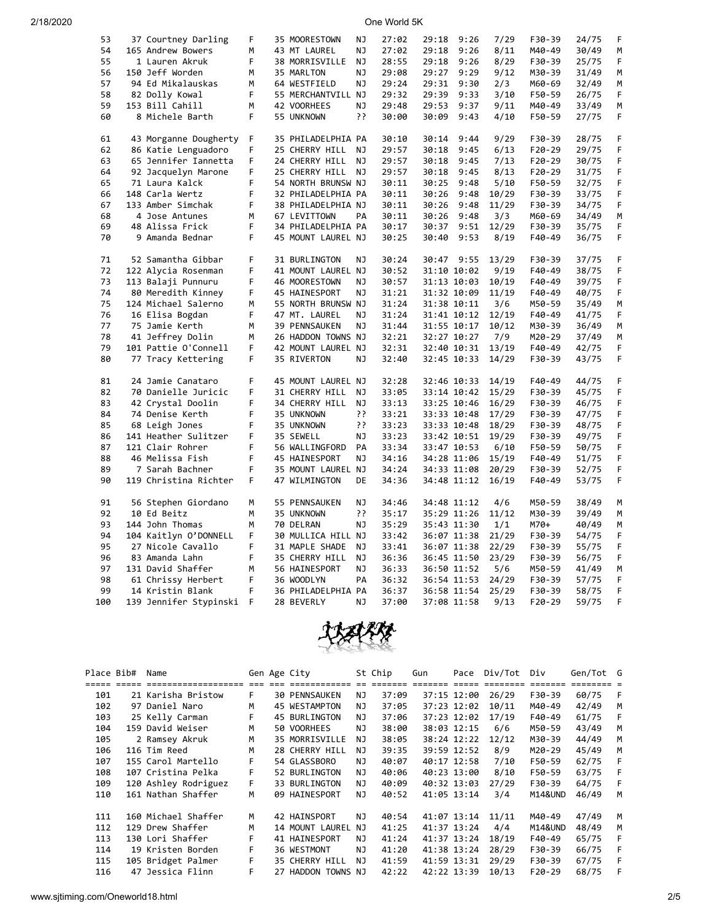| Place | Bib# | Name | Gen | Age | City | St | Chip | Gun | Pace | Div/Tot | Div | Gen/Tot | G |
|---|---|---|---|---|---|---|---|---|---|---|---|---|---|
| 53 | 37 | Courtney Darling | F | 35 | MOORESTOWN | NJ | 27:02 | 29:18 | 9:26 | 7/29 | F30-39 | 24/75 | F |
| 54 | 165 | Andrew Bowers | M | 43 | MT LAUREL | NJ | 27:02 | 29:18 | 9:26 | 8/11 | M40-49 | 30/49 | M |
| 55 | 1 | Lauren Akruk | F | 38 | MORRISVILLE | NJ | 28:55 | 29:18 | 9:26 | 8/29 | F30-39 | 25/75 | F |
| 56 | 150 | Jeff Worden | M | 35 | MARLTON | NJ | 29:08 | 29:27 | 9:29 | 9/12 | M30-39 | 31/49 | M |
| 57 | 94 | Ed Mikalauskas | M | 64 | WESTFIELD | NJ | 29:24 | 29:31 | 9:30 | 2/3 | M60-69 | 32/49 | M |
| 58 | 82 | Dolly Kowal | F | 55 | MERCHANTVILL | NJ | 29:32 | 29:39 | 9:33 | 3/10 | F50-59 | 26/75 | F |
| 59 | 153 | Bill Cahill | M | 42 | VOORHEES | NJ | 29:48 | 29:53 | 9:37 | 9/11 | M40-49 | 33/49 | M |
| 60 | 8 | Michele Barth | F | 55 | UNKNOWN | ?? | 30:00 | 30:09 | 9:43 | 4/10 | F50-59 | 27/75 | F |
| 61 | 43 | Morganne Dougherty | F | 35 | PHILADELPHIA | PA | 30:10 | 30:14 | 9:44 | 9/29 | F30-39 | 28/75 | F |
| 62 | 86 | Katie Lenguadoro | F | 25 | CHERRY HILL | NJ | 29:57 | 30:18 | 9:45 | 6/13 | F20-29 | 29/75 | F |
| 63 | 65 | Jennifer Iannetta | F | 24 | CHERRY HILL | NJ | 29:57 | 30:18 | 9:45 | 7/13 | F20-29 | 30/75 | F |
| 64 | 92 | Jacquelyn Marone | F | 25 | CHERRY HILL | NJ | 29:57 | 30:18 | 9:45 | 8/13 | F20-29 | 31/75 | F |
| 65 | 71 | Laura Kalck | F | 54 | NORTH BRUNSW | NJ | 30:11 | 30:25 | 9:48 | 5/10 | F50-59 | 32/75 | F |
| 66 | 148 | Carla Wertz | F | 32 | PHILADELPHIA | PA | 30:11 | 30:26 | 9:48 | 10/29 | F30-39 | 33/75 | F |
| 67 | 133 | Amber Simchak | F | 38 | PHILADELPHIA | NJ | 30:11 | 30:26 | 9:48 | 11/29 | F30-39 | 34/75 | F |
| 68 | 4 | Jose Antunes | M | 67 | LEVITTOWN | PA | 30:11 | 30:26 | 9:48 | 3/3 | M60-69 | 34/49 | M |
| 69 | 48 | Alissa Frick | F | 34 | PHILADELPHIA | PA | 30:17 | 30:37 | 9:51 | 12/29 | F30-39 | 35/75 | F |
| 70 | 9 | Amanda Bednar | F | 45 | MOUNT LAUREL | NJ | 30:25 | 30:40 | 9:53 | 8/19 | F40-49 | 36/75 | F |
| 71 | 52 | Samantha Gibbar | F | 31 | BURLINGTON | NJ | 30:24 | 30:47 | 9:55 | 13/29 | F30-39 | 37/75 | F |
| 72 | 122 | Alycia Rosenman | F | 41 | MOUNT LAUREL | NJ | 30:52 | 31:10 | 10:02 | 9/19 | F40-49 | 38/75 | F |
| 73 | 113 | Balaji Punnuru | F | 46 | MOORESTOWN | NJ | 30:57 | 31:13 | 10:03 | 10/19 | F40-49 | 39/75 | F |
| 74 | 80 | Meredith Kinney | F | 45 | HAINESPORT | NJ | 31:21 | 31:32 | 10:09 | 11/19 | F40-49 | 40/75 | F |
| 75 | 124 | Michael Salerno | M | 55 | NORTH BRUNSW | NJ | 31:24 | 31:38 | 10:11 | 3/6 | M50-59 | 35/49 | M |
| 76 | 16 | Elisa Bogdan | F | 47 | MT. LAUREL | NJ | 31:24 | 31:41 | 10:12 | 12/19 | F40-49 | 41/75 | F |
| 77 | 75 | Jamie Kerth | M | 39 | PENNSAUKEN | NJ | 31:44 | 31:55 | 10:17 | 10/12 | M30-39 | 36/49 | M |
| 78 | 41 | Jeffrey Dolin | M | 26 | HADDON TOWNS | NJ | 32:21 | 32:27 | 10:27 | 7/9 | M20-29 | 37/49 | M |
| 79 | 101 | Pattie O'Connell | F | 42 | MOUNT LAUREL | NJ | 32:31 | 32:40 | 10:31 | 13/19 | F40-49 | 42/75 | F |
| 80 | 77 | Tracy Kettering | F | 35 | RIVERTON | NJ | 32:40 | 32:45 | 10:33 | 14/29 | F30-39 | 43/75 | F |
| 81 | 24 | Jamie Canataro | F | 45 | MOUNT LAUREL | NJ | 32:28 | 32:46 | 10:33 | 14/19 | F40-49 | 44/75 | F |
| 82 | 70 | Danielle Juricic | F | 31 | CHERRY HILL | NJ | 33:05 | 33:14 | 10:42 | 15/29 | F30-39 | 45/75 | F |
| 83 | 42 | Crystal Doolin | F | 34 | CHERRY HILL | NJ | 33:13 | 33:25 | 10:46 | 16/29 | F30-39 | 46/75 | F |
| 84 | 74 | Denise Kerth | F | 35 | UNKNOWN | ?? | 33:21 | 33:33 | 10:48 | 17/29 | F30-39 | 47/75 | F |
| 85 | 68 | Leigh Jones | F | 35 | UNKNOWN | ?? | 33:23 | 33:33 | 10:48 | 18/29 | F30-39 | 48/75 | F |
| 86 | 141 | Heather Sulitzer | F | 35 | SEWELL | NJ | 33:23 | 33:42 | 10:51 | 19/29 | F30-39 | 49/75 | F |
| 87 | 121 | Clair Rohrer | F | 56 | WALLINGFORD | PA | 33:34 | 33:47 | 10:53 | 6/10 | F50-59 | 50/75 | F |
| 88 | 46 | Melissa Fish | F | 45 | HAINESPORT | NJ | 34:16 | 34:28 | 11:06 | 15/19 | F40-49 | 51/75 | F |
| 89 | 7 | Sarah Bachner | F | 35 | MOUNT LAUREL | NJ | 34:24 | 34:33 | 11:08 | 20/29 | F30-39 | 52/75 | F |
| 90 | 119 | Christina Richter | F | 47 | WILMINGTON | DE | 34:36 | 34:48 | 11:12 | 16/19 | F40-49 | 53/75 | F |
| 91 | 56 | Stephen Giordano | M | 55 | PENNSAUKEN | NJ | 34:46 | 34:48 | 11:12 | 4/6 | M50-59 | 38/49 | M |
| 92 | 10 | Ed Beitz | M | 35 | UNKNOWN | ?? | 35:17 | 35:29 | 11:26 | 11/12 | M30-39 | 39/49 | M |
| 93 | 144 | John Thomas | M | 70 | DELRAN | NJ | 35:29 | 35:43 | 11:30 | 1/1 | M70+ | 40/49 | M |
| 94 | 104 | Kaitlyn O'DONNELL | F | 30 | MULLICA HILL | NJ | 33:42 | 36:07 | 11:38 | 21/29 | F30-39 | 54/75 | F |
| 95 | 27 | Nicole Cavallo | F | 31 | MAPLE SHADE | NJ | 33:41 | 36:07 | 11:38 | 22/29 | F30-39 | 55/75 | F |
| 96 | 83 | Amanda Lahn | F | 35 | CHERRY HILL | NJ | 36:36 | 36:45 | 11:50 | 23/29 | F30-39 | 56/75 | F |
| 97 | 131 | David Shaffer | M | 56 | HAINESPORT | NJ | 36:33 | 36:50 | 11:52 | 5/6 | M50-59 | 41/49 | M |
| 98 | 61 | Chrissy Herbert | F | 36 | WOODLYN | PA | 36:32 | 36:54 | 11:53 | 24/29 | F30-39 | 57/75 | F |
| 99 | 14 | Kristin Blank | F | 36 | PHILADELPHIA | PA | 36:37 | 36:58 | 11:54 | 25/29 | F30-39 | 58/75 | F |
| 100 | 139 | Jennifer Stypinski | F | 28 | BEVERLY | NJ | 37:00 | 37:08 | 11:58 | 9/13 | F20-29 | 59/75 | F |
| 101 | 21 | Karisha Bristow | F | 30 | PENNSAUKEN | NJ | 37:09 | 37:15 | 12:00 | 26/29 | F30-39 | 60/75 | F |
| 102 | 97 | Daniel Naro | M | 45 | WESTAMPTON | NJ | 37:05 | 37:23 | 12:02 | 10/11 | M40-49 | 42/49 | M |
| 103 | 25 | Kelly Carman | F | 45 | BURLINGTON | NJ | 37:06 | 37:23 | 12:02 | 17/19 | F40-49 | 61/75 | F |
| 104 | 159 | David Weiser | M | 50 | VOORHEES | NJ | 38:00 | 38:03 | 12:15 | 6/6 | M50-59 | 43/49 | M |
| 105 | 2 | Ramsey Akruk | M | 35 | MORRISVILLE | NJ | 38:05 | 38:24 | 12:22 | 12/12 | M30-39 | 44/49 | M |
| 106 | 116 | Tim Reed | M | 28 | CHERRY HILL | NJ | 39:35 | 39:59 | 12:52 | 8/9 | M20-29 | 45/49 | M |
| 107 | 155 | Carol Martello | F | 54 | GLASSBORO | NJ | 40:07 | 40:17 | 12:58 | 7/10 | F50-59 | 62/75 | F |
| 108 | 107 | Cristina Pelka | F | 52 | BURLINGTON | NJ | 40:06 | 40:23 | 13:00 | 8/10 | F50-59 | 63/75 | F |
| 109 | 120 | Ashley Rodriguez | F | 33 | BURLINGTON | NJ | 40:09 | 40:32 | 13:03 | 27/29 | F30-39 | 64/75 | F |
| 110 | 161 | Nathan Shaffer | M | 09 | HAINESPORT | NJ | 40:52 | 41:05 | 13:14 | 3/4 | M14&UND | 46/49 | M |
| 111 | 160 | Michael Shaffer | M | 42 | HAINSPORT | NJ | 40:54 | 41:07 | 13:14 | 11/11 | M40-49 | 47/49 | M |
| 112 | 129 | Drew Shaffer | M | 14 | MOUNT LAUREL | NJ | 41:25 | 41:37 | 13:24 | 4/4 | M14&UND | 48/49 | M |
| 113 | 130 | Lori Shaffer | F | 41 | HAINESPORT | NJ | 41:24 | 41:37 | 13:24 | 18/19 | F40-49 | 65/75 | F |
| 114 | 19 | Kristen Borden | F | 36 | WESTMONT | NJ | 41:20 | 41:38 | 13:24 | 28/29 | F30-39 | 66/75 | F |
| 115 | 105 | Bridget Palmer | F | 35 | CHERRY HILL | NJ | 41:59 | 41:59 | 13:31 | 29/29 | F30-39 | 67/75 | F |
| 116 | 47 | Jessica Flinn | F | 27 | HADDON TOWNS | NJ | 42:22 | 42:22 | 13:39 | 10/13 | F20-29 | 68/75 | F |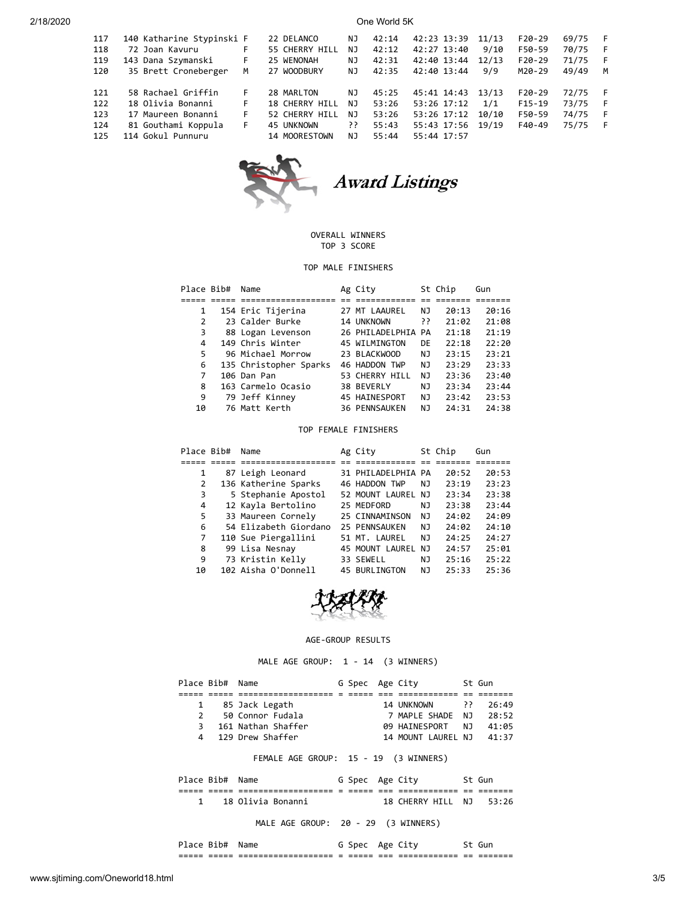| | | | | | | | | | | | | |
|---|---|---|---|---|---|---|---|---|---|---|---|---|
| 117 | 140 Katharine Stypinski | F | 22 DELANCO | NJ | 42:14 | 42:23 | 13:39 | 11/13 | F20-29 | 69/75 | F |
| 118 | 72 Joan Kavuru | F | 55 CHERRY HILL | NJ | 42:12 | 42:27 | 13:40 | 9/10 | F50-59 | 70/75 | F |
| 119 | 143 Dana Szymanski | F | 25 WENONAH | NJ | 42:31 | 42:40 | 13:44 | 12/13 | F20-29 | 71/75 | F |
| 120 | 35 Brett Croneberger | M | 27 WOODBURY | NJ | 42:35 | 42:40 | 13:44 | 9/9 | M20-29 | 49/49 | M |
| 121 | 58 Rachael Griffin | F | 28 MARLTON | NJ | 45:25 | 45:41 | 14:43 | 13/13 | F20-29 | 72/75 | F |
| 122 | 18 Olivia Bonanni | F | 18 CHERRY HILL | NJ | 53:26 | 53:26 | 17:12 | 1/1 | F15-19 | 73/75 | F |
| 123 | 17 Maureen Bonanni | F | 52 CHERRY HILL | NJ | 53:26 | 53:26 | 17:12 | 10/10 | F50-59 | 74/75 | F |
| 124 | 81 Gouthami Koppula | F | 45 UNKNOWN | ?? | 55:43 | 55:43 | 17:56 | 19/19 | F40-49 | 75/75 | F |
| 125 | 114 Gokul Punnuru | | 14 MOORESTOWN | NJ | 55:44 | 55:44 | 17:57 | | | | |

# Award Listings

OVERALL WINNERS
TOP 3 SCORE

## TOP MALE FINISHERS

| Place | Bib# | Name | Ag | City | St | Chip | Gun |
|---|---|---|---|---|---|---|---|
| 1 | 154 | Eric Tijerina | 27 | MT LAAUREL | NJ | 20:13 | 20:16 |
| 2 | 23 | Calder Burke | 14 | UNKNOWN | ?? | 21:02 | 21:08 |
| 3 | 88 | Logan Levenson | 26 | PHILADELPHIA | PA | 21:18 | 21:19 |
| 4 | 149 | Chris Winter | 45 | WILMINGTON | DE | 22:18 | 22:20 |
| 5 | 96 | Michael Morrow | 23 | BLACKWOOD | NJ | 23:15 | 23:21 |
| 6 | 135 | Christopher Sparks | 46 | HADDON TWP | NJ | 23:29 | 23:33 |
| 7 | 106 | Dan Pan | 53 | CHERRY HILL | NJ | 23:36 | 23:40 |
| 8 | 163 | Carmelo Ocasio | 38 | BEVERLY | NJ | 23:34 | 23:44 |
| 9 | 79 | Jeff Kinney | 45 | HAINESPORT | NJ | 23:42 | 23:53 |
| 10 | 76 | Matt Kerth | 36 | PENNSAUKEN | NJ | 24:31 | 24:38 |

## TOP FEMALE FINISHERS

| Place | Bib# | Name | Ag | City | St | Chip | Gun |
|---|---|---|---|---|---|---|---|
| 1 | 87 | Leigh Leonard | 31 | PHILADELPHIA | PA | 20:52 | 20:53 |
| 2 | 136 | Katherine Sparks | 46 | HADDON TWP | NJ | 23:19 | 23:23 |
| 3 | 5 | Stephanie Apostol | 52 | MOUNT LAUREL | NJ | 23:34 | 23:38 |
| 4 | 12 | Kayla Bertolino | 25 | MEDFORD | NJ | 23:38 | 23:44 |
| 5 | 33 | Maureen Cornely | 25 | CINNAMINSON | NJ | 24:02 | 24:09 |
| 6 | 54 | Elizabeth Giordano | 25 | PENNSAUKEN | NJ | 24:02 | 24:10 |
| 7 | 110 | Sue Piergallini | 51 | MT. LAUREL | NJ | 24:25 | 24:27 |
| 8 | 99 | Lisa Nesnay | 45 | MOUNT LAUREL | NJ | 24:57 | 25:01 |
| 9 | 73 | Kristin Kelly | 33 | SEWELL | NJ | 25:16 | 25:22 |
| 10 | 102 | Aisha O'Donnell | 45 | BURLINGTON | NJ | 25:33 | 25:36 |

## AGE-GROUP RESULTS

### MALE AGE GROUP: 1 - 14 (3 WINNERS)

| Place | Bib# | Name | G | Spec | Age | City | St | Gun |
|---|---|---|---|---|---|---|---|---|
| 1 | 85 | Jack Legath | | | 14 | UNKNOWN | ?? | 26:49 |
| 2 | 50 | Connor Fudala | | | 7 | MAPLE SHADE | NJ | 28:52 |
| 3 | 161 | Nathan Shaffer | | | 09 | HAINESPORT | NJ | 41:05 |
| 4 | 129 | Drew Shaffer | | | 14 | MOUNT LAUREL | NJ | 41:37 |

### FEMALE AGE GROUP: 15 - 19 (3 WINNERS)

| Place | Bib# | Name | G | Spec | Age | City | St | Gun |
|---|---|---|---|---|---|---|---|---|
| 1 | 18 | Olivia Bonanni | | | 18 | CHERRY HILL | NJ | 53:26 |

### MALE AGE GROUP: 20 - 29 (3 WINNERS)

| Place | Bib# | Name | G | Spec | Age | City | St | Gun |
|---|---|---|---|---|---|---|---|---|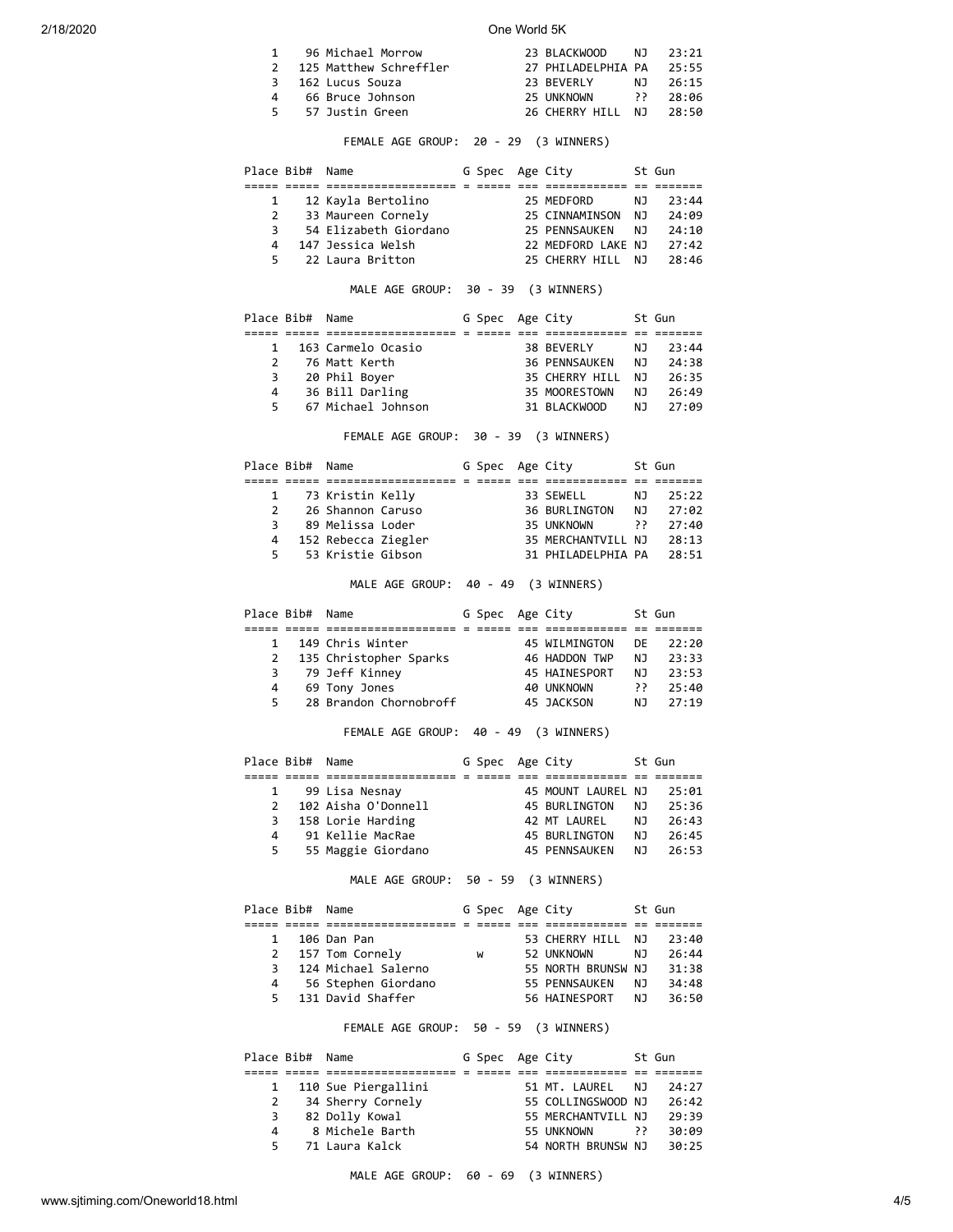| Place | Bib# | Name | G | Spec | Age | City | St | Gun |
|---|---|---|---|---|---|---|---|---|
| 1 | 96 | Michael Morrow | | | 23 | BLACKWOOD | NJ | 23:21 |
| 2 | 125 | Matthew Schreffler | | | 27 | PHILADELPHIA | PA | 25:55 |
| 3 | 162 | Lucus Souza | | | 23 | BEVERLY | NJ | 26:15 |
| 4 | 66 | Bruce Johnson | | | 25 | UNKNOWN | ?? | 28:06 |
| 5 | 57 | Justin Green | | | 26 | CHERRY HILL | NJ | 28:50 |

FEMALE AGE GROUP: 20 - 29 (3 WINNERS)

| Place | Bib# | Name | G | Spec | Age | City | St | Gun |
|---|---|---|---|---|---|---|---|---|
| 1 | 12 | Kayla Bertolino | | | 25 | MEDFORD | NJ | 23:44 |
| 2 | 33 | Maureen Cornely | | | 25 | CINNAMINSON | NJ | 24:09 |
| 3 | 54 | Elizabeth Giordano | | | 25 | PENNSAUKEN | NJ | 24:10 |
| 4 | 147 | Jessica Welsh | | | 22 | MEDFORD LAKE | NJ | 27:42 |
| 5 | 22 | Laura Britton | | | 25 | CHERRY HILL | NJ | 28:46 |

MALE AGE GROUP: 30 - 39 (3 WINNERS)

| Place | Bib# | Name | G | Spec | Age | City | St | Gun |
|---|---|---|---|---|---|---|---|---|
| 1 | 163 | Carmelo Ocasio | | | 38 | BEVERLY | NJ | 23:44 |
| 2 | 76 | Matt Kerth | | | 36 | PENNSAUKEN | NJ | 24:38 |
| 3 | 20 | Phil Boyer | | | 35 | CHERRY HILL | NJ | 26:35 |
| 4 | 36 | Bill Darling | | | 35 | MOORESTOWN | NJ | 26:49 |
| 5 | 67 | Michael Johnson | | | 31 | BLACKWOOD | NJ | 27:09 |

FEMALE AGE GROUP: 30 - 39 (3 WINNERS)

| Place | Bib# | Name | G | Spec | Age | City | St | Gun |
|---|---|---|---|---|---|---|---|---|
| 1 | 73 | Kristin Kelly | | | 33 | SEWELL | NJ | 25:22 |
| 2 | 26 | Shannon Caruso | | | 36 | BURLINGTON | NJ | 27:02 |
| 3 | 89 | Melissa Loder | | | 35 | UNKNOWN | ?? | 27:40 |
| 4 | 152 | Rebecca Ziegler | | | 35 | MERCHANTVILL | NJ | 28:13 |
| 5 | 53 | Kristie Gibson | | | 31 | PHILADELPHIA | PA | 28:51 |

MALE AGE GROUP: 40 - 49 (3 WINNERS)

| Place | Bib# | Name | G | Spec | Age | City | St | Gun |
|---|---|---|---|---|---|---|---|---|
| 1 | 149 | Chris Winter | | | 45 | WILMINGTON | DE | 22:20 |
| 2 | 135 | Christopher Sparks | | | 46 | HADDON TWP | NJ | 23:33 |
| 3 | 79 | Jeff Kinney | | | 45 | HAINESPORT | NJ | 23:53 |
| 4 | 69 | Tony Jones | | | 40 | UNKNOWN | ?? | 25:40 |
| 5 | 28 | Brandon Chornobroff | | | 45 | JACKSON | NJ | 27:19 |

FEMALE AGE GROUP: 40 - 49 (3 WINNERS)

| Place | Bib# | Name | G | Spec | Age | City | St | Gun |
|---|---|---|---|---|---|---|---|---|
| 1 | 99 | Lisa Nesnay | | | 45 | MOUNT LAUREL | NJ | 25:01 |
| 2 | 102 | Aisha O'Donnell | | | 45 | BURLINGTON | NJ | 25:36 |
| 3 | 158 | Lorie Harding | | | 42 | MT LAUREL | NJ | 26:43 |
| 4 | 91 | Kellie MacRae | | | 45 | BURLINGTON | NJ | 26:45 |
| 5 | 55 | Maggie Giordano | | | 45 | PENNSAUKEN | NJ | 26:53 |

MALE AGE GROUP: 50 - 59 (3 WINNERS)

| Place | Bib# | Name | G | Spec | Age | City | St | Gun |
|---|---|---|---|---|---|---|---|---|
| 1 | 106 | Dan Pan | | | 53 | CHERRY HILL | NJ | 23:40 |
| 2 | 157 | Tom Cornely | | W | 52 | UNKNOWN | NJ | 26:44 |
| 3 | 124 | Michael Salerno | | | 55 | NORTH BRUNSW | NJ | 31:38 |
| 4 | 56 | Stephen Giordano | | | 55 | PENNSAUKEN | NJ | 34:48 |
| 5 | 131 | David Shaffer | | | 56 | HAINESPORT | NJ | 36:50 |

FEMALE AGE GROUP: 50 - 59 (3 WINNERS)

| Place | Bib# | Name | G | Spec | Age | City | St | Gun |
|---|---|---|---|---|---|---|---|---|
| 1 | 110 | Sue Piergallini | | | 51 | MT. LAUREL | NJ | 24:27 |
| 2 | 34 | Sherry Cornely | | | 55 | COLLINGSWOOD | NJ | 26:42 |
| 3 | 82 | Dolly Kowal | | | 55 | MERCHANTVILL | NJ | 29:39 |
| 4 | 8 | Michele Barth | | | 55 | UNKNOWN | ?? | 30:09 |
| 5 | 71 | Laura Kalck | | | 54 | NORTH BRUNSW | NJ | 30:25 |

MALE AGE GROUP: 60 - 69 (3 WINNERS)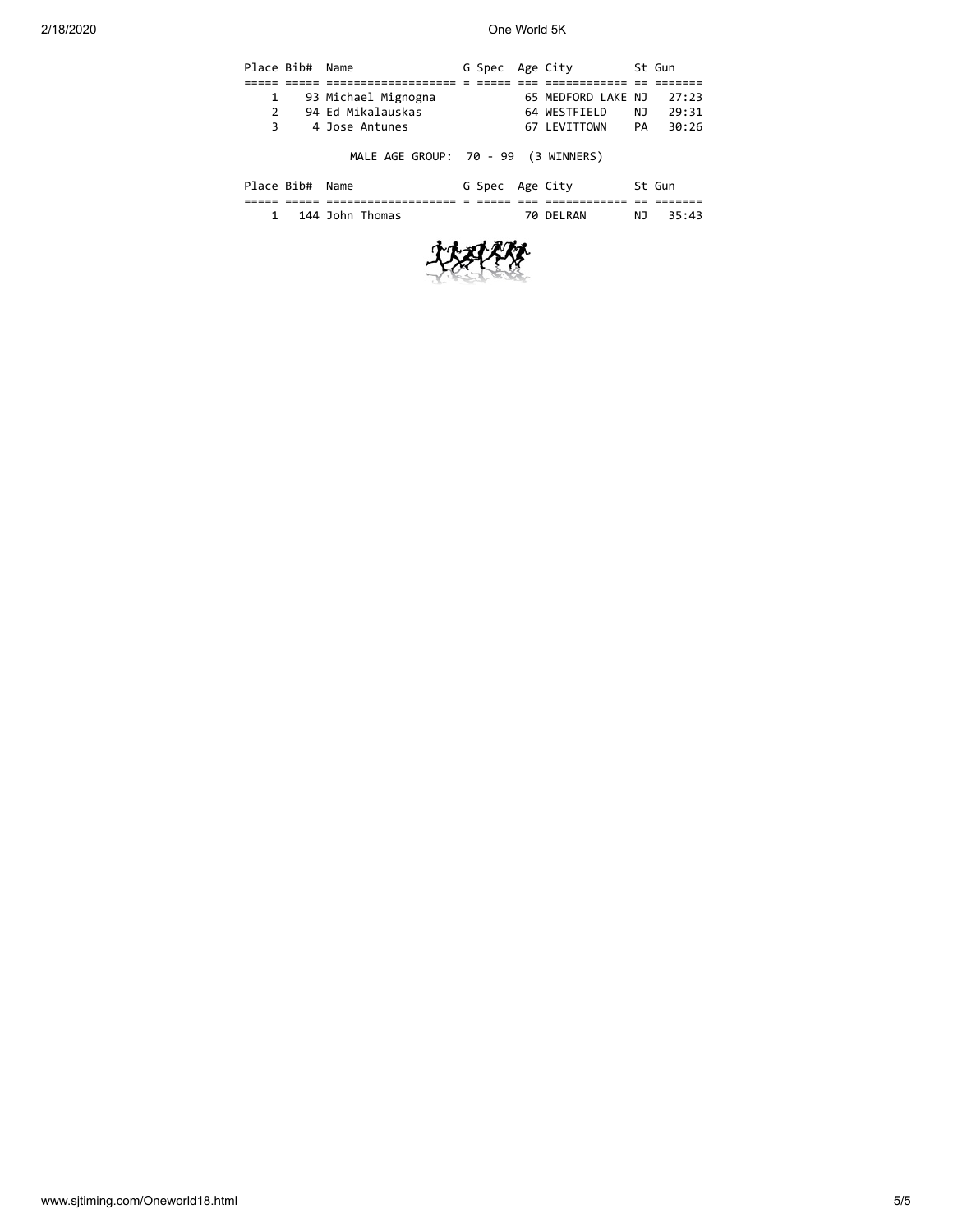| Place | Bib# | Name | G | Spec | Age | City | St | Gun |
|---|---|---|---|---|---|---|---|---|
| 1 | 93 | Michael Mignogna | | | 65 | MEDFORD LAKE | NJ | 27:23 |
| 2 | 94 | Ed Mikalauskas | | | 64 | WESTFIELD | NJ | 29:31 |
| 3 | 4 | Jose Antunes | | | 67 | LEVITTOWN | PA | 30:26 |

MALE AGE GROUP: 70 - 99 (3 WINNERS)

| Place | Bib# | Name | G | Spec | Age | City | St | Gun |
|---|---|---|---|---|---|---|---|---|
| 1 | 144 | John Thomas | | | 70 | DELRAN | NJ | 35:43 |